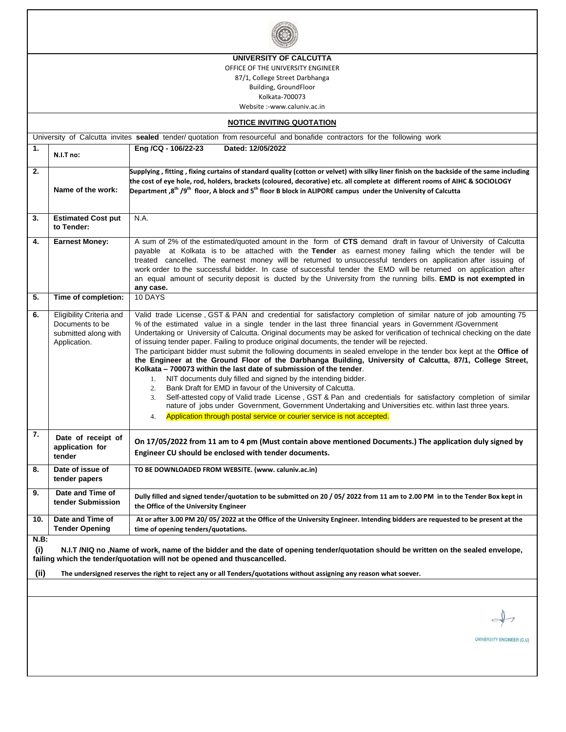**UNIVERSITY OF CALCUTTA**

OFFICE OF THE UNIVERSITY ENGINEER
87/1, College Street Darbhanga
Building, GroundFloor
Kolkata-700073
Website :-www.caluniv.ac.in

## NOTICE INVITING QUOTATION

University of Calcutta invites **sealed** tender/ quotation from resourceful and bonafide contractors for the following work

| | | |
|---|---|---|
| **1.** | **N.I.T no:** | **Eng /CQ - 106/22-23 Dated: 12/05/2022** |
| **2.** | **Name of the work:** | **Supplying , fitting , fixing curtains of standard quality (cotton or velvet) with silky liner finish on the backside of the same including the cost of eye hole, rod, holders, brackets (coloured, decorative) etc. all complete at different rooms of AIHC & SOCIOLOGY Department ,8th /9th floor, A block and 5th floor B block in ALIPORE campus under the University of Calcutta** |
| **3.** | **Estimated Cost put to Tender:** | N.A. |
| **4.** | **Earnest Money:** | A sum of 2% of the estimated/quoted amount in the form of **CTS** demand draft in favour of University of Calcutta payable at Kolkata is to be attached with the **Tender** as earnest money failing which the tender will be treated cancelled. The earnest money will be returned to unsuccessful tenders on application after issuing of work order to the successful bidder. In case of successful tender the EMD will be returned on application after an equal amount of security deposit is ducted by the University from the running bills. **EMD is not exempted in any case.** |
| **5.** | **Time of completion:** | 10 DAYS |
| **6.** | Eligibility Criteria and Documents to be submitted along with Application. | Valid trade License , GST & PAN and credential for satisfactory completion of similar nature of job amounting 75 % of the estimated value in a single tender in the last three financial years in Government /Government Undertaking or University of Calcutta. Original documents may be asked for verification of technical checking on the date of issuing tender paper. Failing to produce original documents, the tender will be rejected.<br>The participant bidder must submit the following documents in sealed envelope in the tender box kept at the **Office of the Engineer at the Ground Floor of the Darbhanga Building, University of Calcutta, 87/1, College Street, Kolkata – 700073 within the last date of submission of the tender**.<br>1. NIT documents duly filled and signed by the intending bidder.<br>2. Bank Draft for EMD in favour of the University of Calcutta.<br>3. Self-attested copy of Valid trade License , GST & Pan and credentials for satisfactory completion of similar nature of jobs under Government, Government Undertaking and Universities etc. within last three years.<br>4. Application through postal service or courier service is not accepted. |
| **7.** | **Date of receipt of application for tender** | **On 17/05/2022 from 11 am to 4 pm (Must contain above mentioned Documents.) The application duly signed by Engineer CU should be enclosed with tender documents.** |
| **8.** | **Date of issue of tender papers** | **TO BE DOWNLOADED FROM WEBSITE. (www. caluniv.ac.in)** |
| **9.** | **Date and Time of tender Submission** | **Dully filled and signed tender/quotation to be submitted on 20 / 05/ 2022 from 11 am to 2.00 PM in to the Tender Box kept in the Office of the University Engineer** |
| **10.** | **Date and Time of Tender Opening** | **At or after 3.00 PM 20/ 05/ 2022 at the Office of the University Engineer. Intending bidders are requested to be present at the time of opening tenders/quotations.** |

**N.B:**

**(i) N.I.T /NIQ no ,Name of work, name of the bidder and the date of opening tender/quotation should be written on the sealed envelope, failing which the tender/quotation will not be opened and thuscancelled.**

**(ii) The undersigned reserves the right to reject any or all Tenders/quotations without assigning any reason what soever.**

UNIVERSITY ENGINEER (C.U)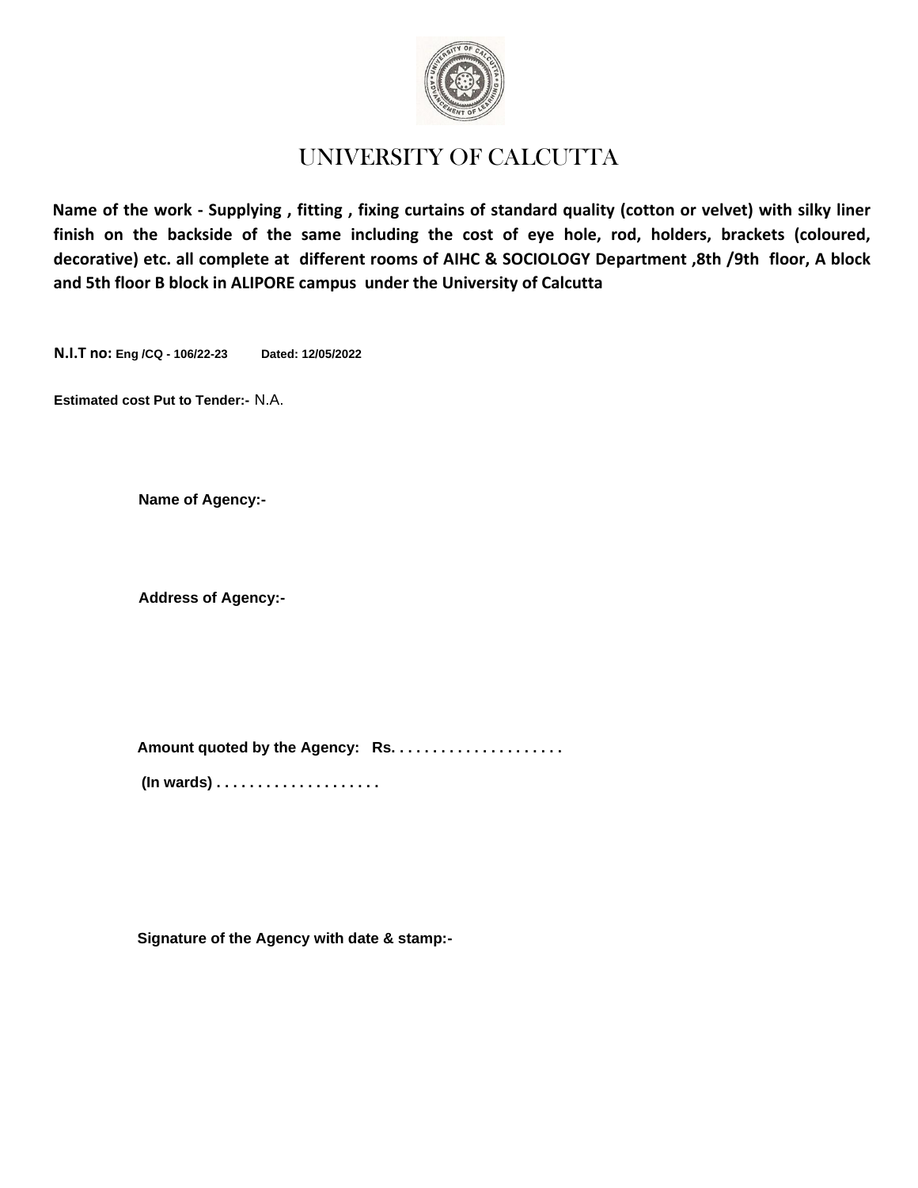# UNIVERSITY OF CALCUTTA

**Name of the work - Supplying , fitting , fixing curtains of standard quality (cotton or velvet) with silky liner finish on the backside of the same including the cost of eye hole, rod, holders, brackets (coloured, decorative) etc. all complete at different rooms of AIHC & SOCIOLOGY Department ,8th /9th floor, A block and 5th floor B block in ALIPORE campus under the University of Calcutta**

**N.I.T no: Eng /CQ - 106/22-23** **Dated: 12/05/2022**

**Estimated cost Put to Tender:-** N.A.

**Name of Agency:-**

**Address of Agency:-**

**Amount quoted by the Agency: Rs. . . . . . . . . . . . . . . . . . . . .**

**(In wards) . . . . . . . . . . . . . . . . . . . .**

**Signature of the Agency with date & stamp:-**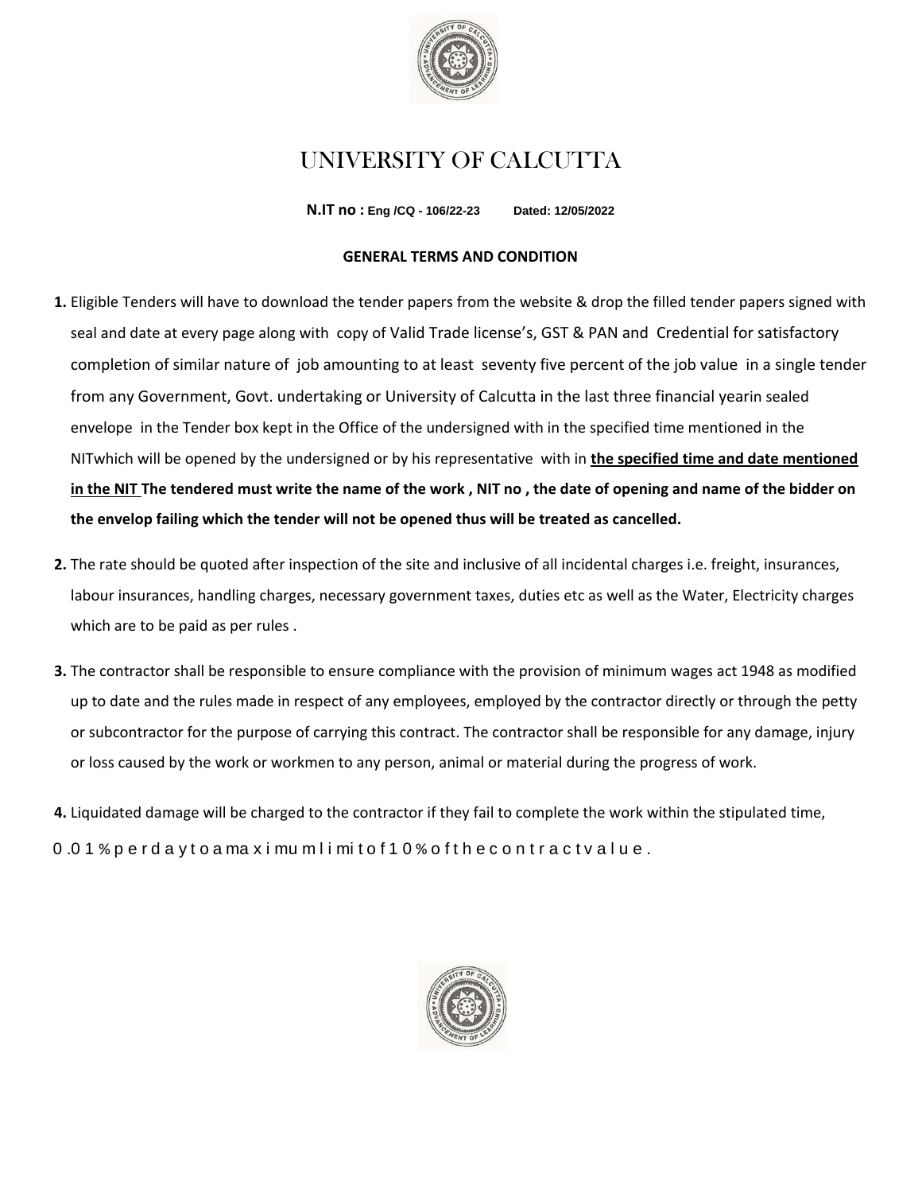# UNIVERSITY OF CALCUTTA

**N.IT no : Eng /CQ - 106/22-23          Dated: 12/05/2022**

**GENERAL TERMS AND CONDITION**

**1.** Eligible Tenders will have to download the tender papers from the website & drop the filled tender papers signed with seal and date at every page along with copy of Valid Trade license's, GST & PAN and Credential for satisfactory completion of similar nature of job amounting to at least seventy five percent of the job value in a single tender from any Government, Govt. undertaking or University of Calcutta in the last three financial yearin sealed envelope in the Tender box kept in the Office of the undersigned with in the specified time mentioned in the NITwhich will be opened by the undersigned or by his representative with in **the specified time and date mentioned in the NIT** **The tendered must write the name of the work , NIT no , the date of opening and name of the bidder on the envelop failing which the tender will not be opened thus will be treated as cancelled.**

**2.** The rate should be quoted after inspection of the site and inclusive of all incidental charges i.e. freight, insurances, labour insurances, handling charges, necessary government taxes, duties etc as well as the Water, Electricity charges which are to be paid as per rules .

**3.** The contractor shall be responsible to ensure compliance with the provision of minimum wages act 1948 as modified up to date and the rules made in respect of any employees, employed by the contractor directly or through the petty or subcontractor for the purpose of carrying this contract. The contractor shall be responsible for any damage, injury or loss caused by the work or workmen to any person, animal or material during the progress of work.

**4.** Liquidated damage will be charged to the contractor if they fail to complete the work within the stipulated time, 0.01% per day to a maximum limit of 10% of the contract value.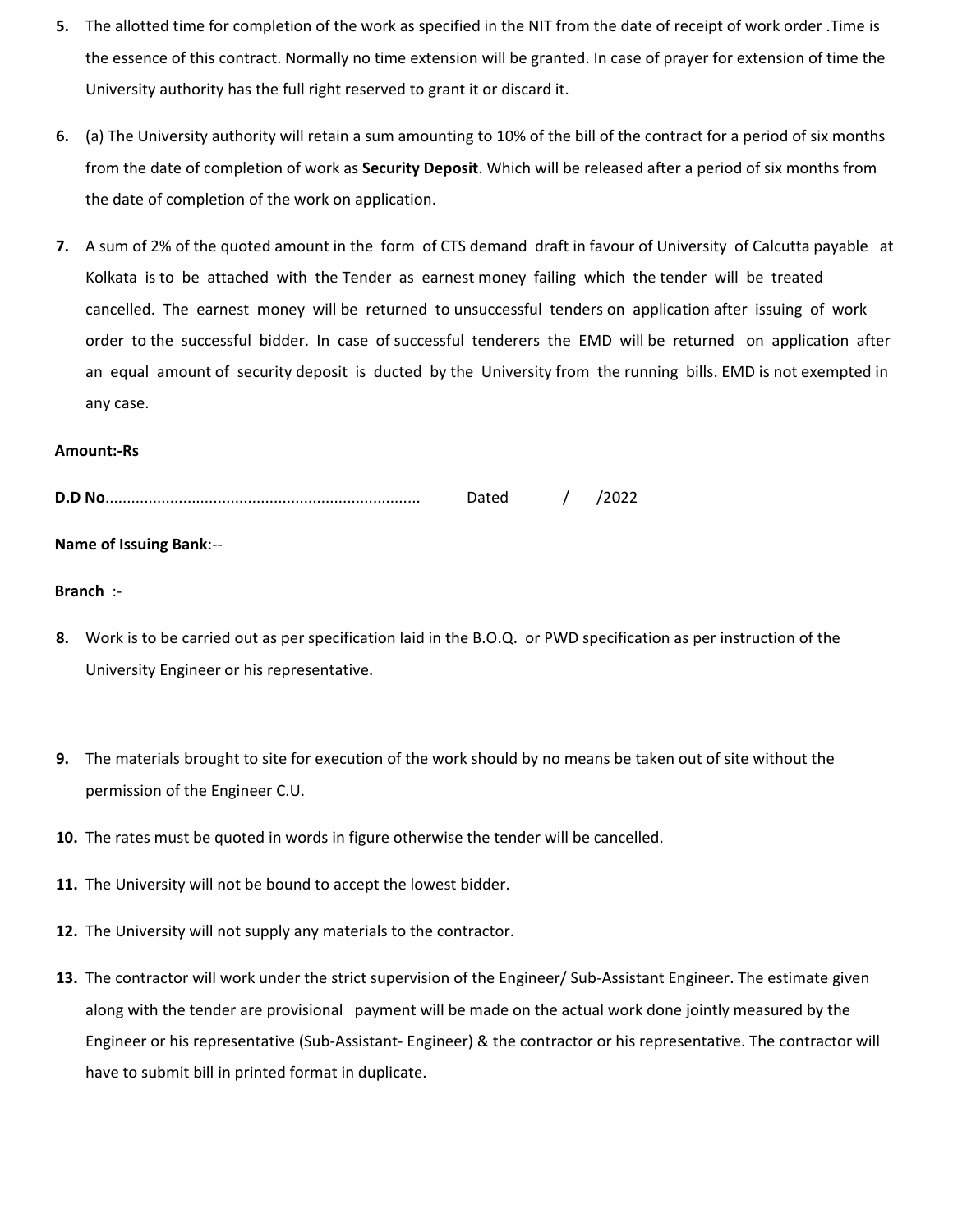5. The allotted time for completion of the work as specified in the NIT from the date of receipt of work order .Time is the essence of this contract. Normally no time extension will be granted. In case of prayer for extension of time the University authority has the full right reserved to grant it or discard it.

6. (a) The University authority will retain a sum amounting to 10% of the bill of the contract for a period of six months from the date of completion of work as **Security Deposit**. Which will be released after a period of six months from the date of completion of the work on application.

7. A sum of 2% of the quoted amount in the form of CTS demand draft in favour of University of Calcutta payable at Kolkata is to be attached with the Tender as earnest money failing which the tender will be treated cancelled. The earnest money will be returned to unsuccessful tenders on application after issuing of work order to the successful bidder. In case of successful tenderers the EMD will be returned on application after an equal amount of security deposit is ducted by the University from the running bills. EMD is not exempted in any case.

**Amount:-Rs**

**D.D No**........................................................................ Dated / /2022

**Name of Issuing Bank**:--

**Branch** :-

8. Work is to be carried out as per specification laid in the B.O.Q. or PWD specification as per instruction of the University Engineer or his representative.

9. The materials brought to site for execution of the work should by no means be taken out of site without the permission of the Engineer C.U.

10. The rates must be quoted in words in figure otherwise the tender will be cancelled.

11. The University will not be bound to accept the lowest bidder.

12. The University will not supply any materials to the contractor.

13. The contractor will work under the strict supervision of the Engineer/ Sub-Assistant Engineer. The estimate given along with the tender are provisional payment will be made on the actual work done jointly measured by the Engineer or his representative (Sub-Assistant- Engineer) & the contractor or his representative. The contractor will have to submit bill in printed format in duplicate.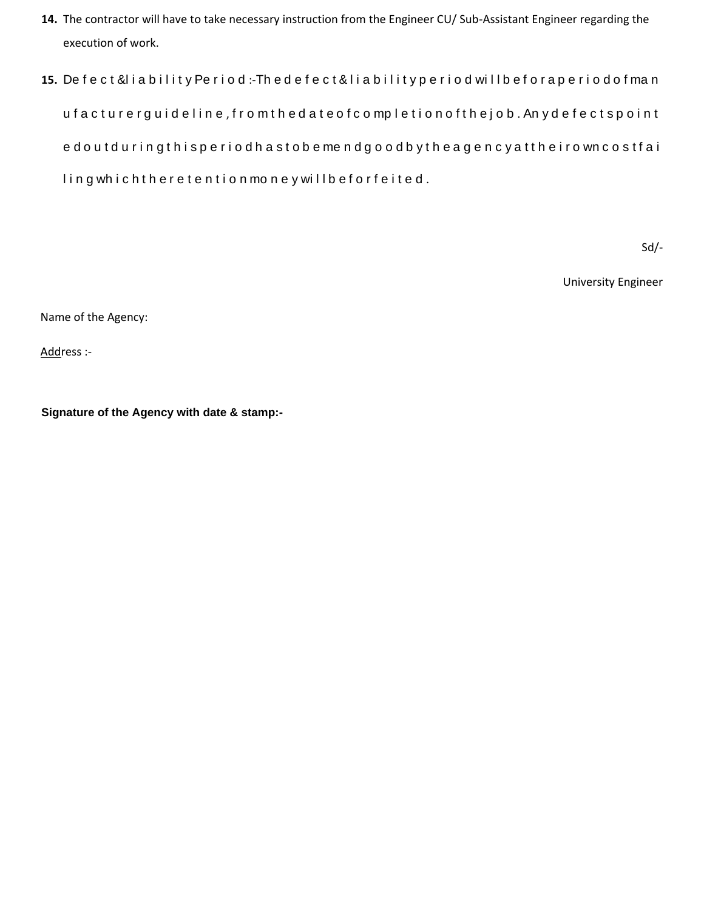14. The contractor will have to take necessary instruction from the Engineer CU/ Sub-Assistant Engineer regarding the execution of work.

15. Defect & liability Period :-The defect & liability period will be for a period of manufacturer guideline, from the date of completion of the job. Any defects pointed out during this period has to be mend good by the agency at their own cost failing which the retention money will be forfeited.

Sd/-

University Engineer

Name of the Agency:

Address :-

**Signature of the Agency with date & stamp:-**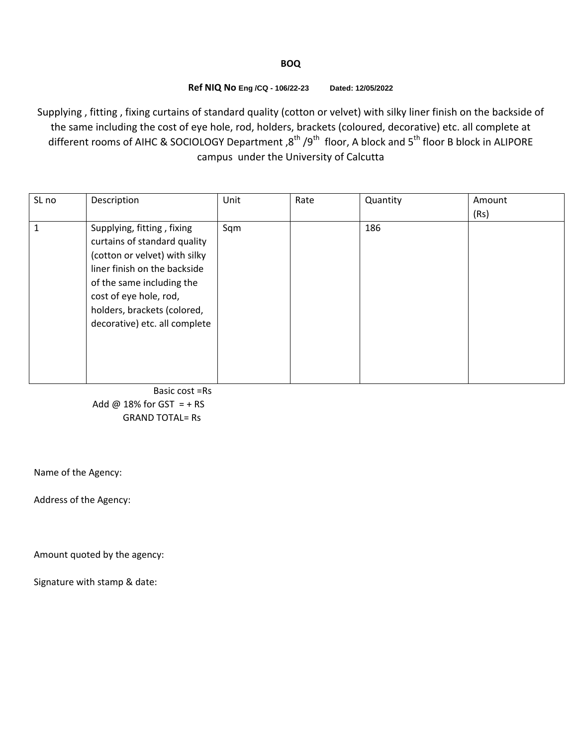**BOQ**

**Ref NIQ No** Eng /CQ - 106/22-23 Dated: 12/05/2022

Supplying , fitting , fixing curtains of standard quality (cotton or velvet) with silky liner finish on the backside of the same including the cost of eye hole, rod, holders, brackets (coloured, decorative) etc. all complete at different rooms of AIHC & SOCIOLOGY Department ,8th /9th floor, A block and 5th floor B block in ALIPORE campus under the University of Calcutta

| SL no | Description | Unit | Rate | Quantity | Amount (Rs) |
|---|---|---|---|---|---|
| 1 | Supplying, fitting , fixing curtains of standard quality (cotton or velvet) with silky liner finish on the backside of the same including the cost of eye hole, rod, holders, brackets (colored, decorative) etc. all complete | Sqm | | 186 | |

Basic cost =Rs

Add @ 18% for GST = + RS

GRAND TOTAL= Rs

Name of the Agency:

Address of the Agency:

Amount quoted by the agency:

Signature with stamp & date: